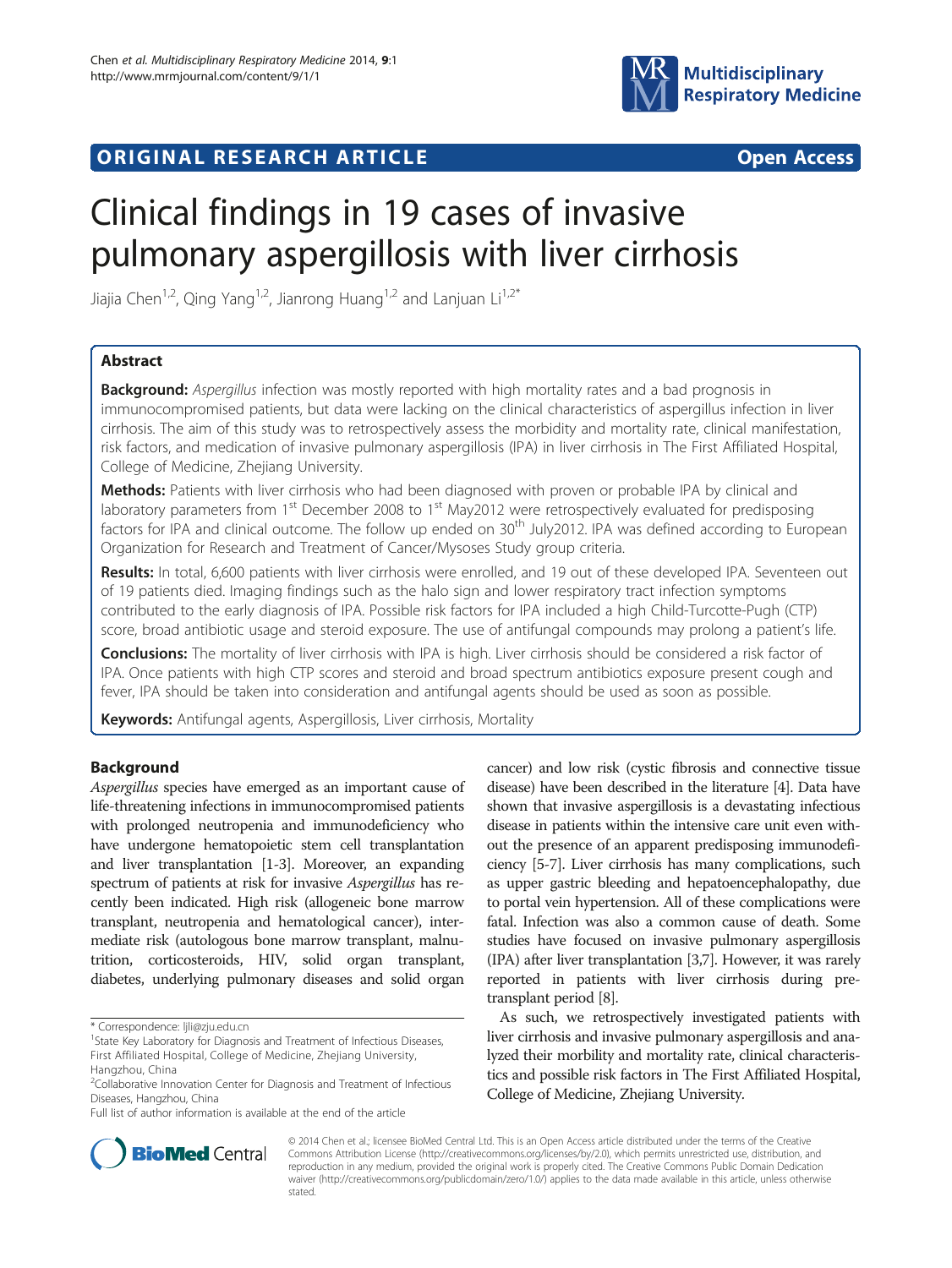**ORIGINAL RESEARCH ARTICLE** **Open Access**

# Clinical findings in 19 cases of invasive pulmonary aspergillosis with liver cirrhosis

Jiajia Chen[1,2], Qing Yang[1,2], Jianrong Huang[1,2] and Lanjuan Li[1,2*]

## Abstract

**Background:** *Aspergillus* infection was mostly reported with high mortality rates and a bad prognosis in immunocompromised patients, but data were lacking on the clinical characteristics of aspergillus infection in liver cirrhosis. The aim of this study was to retrospectively assess the morbidity and mortality rate, clinical manifestation, risk factors, and medication of invasive pulmonary aspergillosis (IPA) in liver cirrhosis in The First Affiliated Hospital, College of Medicine, Zhejiang University.

**Methods:** Patients with liver cirrhosis who had been diagnosed with proven or probable IPA by clinical and laboratory parameters from 1st December 2008 to 1st May2012 were retrospectively evaluated for predisposing factors for IPA and clinical outcome. The follow up ended on 30th July2012. IPA was defined according to European Organization for Research and Treatment of Cancer/Mysoses Study group criteria.

**Results:** In total, 6,600 patients with liver cirrhosis were enrolled, and 19 out of these developed IPA. Seventeen out of 19 patients died. Imaging findings such as the halo sign and lower respiratory tract infection symptoms contributed to the early diagnosis of IPA. Possible risk factors for IPA included a high Child-Turcotte-Pugh (CTP) score, broad antibiotic usage and steroid exposure. The use of antifungal compounds may prolong a patient's life.

**Conclusions:** The mortality of liver cirrhosis with IPA is high. Liver cirrhosis should be considered a risk factor of IPA. Once patients with high CTP scores and steroid and broad spectrum antibiotics exposure present cough and fever, IPA should be taken into consideration and antifungal agents should be used as soon as possible.

**Keywords:** Antifungal agents, Aspergillosis, Liver cirrhosis, Mortality

## Background

*Aspergillus* species have emerged as an important cause of life-threatening infections in immunocompromised patients with prolonged neutropenia and immunodeficiency who have undergone hematopoietic stem cell transplantation and liver transplantation [1-3]. Moreover, an expanding spectrum of patients at risk for invasive *Aspergillus* has recently been indicated. High risk (allogeneic bone marrow transplant, neutropenia and hematological cancer), intermediate risk (autologous bone marrow transplant, malnutrition, corticosteroids, HIV, solid organ transplant, diabetes, underlying pulmonary diseases and solid organ cancer) and low risk (cystic fibrosis and connective tissue disease) have been described in the literature [4]. Data have shown that invasive aspergillosis is a devastating infectious disease in patients within the intensive care unit even without the presence of an apparent predisposing immunodeficiency [5-7]. Liver cirrhosis has many complications, such as upper gastric bleeding and hepatoencephalopathy, due to portal vein hypertension. All of these complications were fatal. Infection was also a common cause of death. Some studies have focused on invasive pulmonary aspergillosis (IPA) after liver transplantation [3,7]. However, it was rarely reported in patients with liver cirrhosis during pre-transplant period [8].

As such, we retrospectively investigated patients with liver cirrhosis and invasive pulmonary aspergillosis and analyzed their morbility and mortality rate, clinical characteristics and possible risk factors in The First Affiliated Hospital, College of Medicine, Zhejiang University.

\* Correspondence: ljli@zju.edu.cn
[1]State Key Laboratory for Diagnosis and Treatment of Infectious Diseases, First Affiliated Hospital, College of Medicine, Zhejiang University, Hangzhou, China
[2]Collaborative Innovation Center for Diagnosis and Treatment of Infectious Diseases, Hangzhou, China
Full list of author information is available at the end of the article

© 2014 Chen et al.; licensee BioMed Central Ltd. This is an Open Access article distributed under the terms of the Creative Commons Attribution License (http://creativecommons.org/licenses/by/2.0), which permits unrestricted use, distribution, and reproduction in any medium, provided the original work is properly cited. The Creative Commons Public Domain Dedication waiver (http://creativecommons.org/publicdomain/zero/1.0/) applies to the data made available in this article, unless otherwise stated.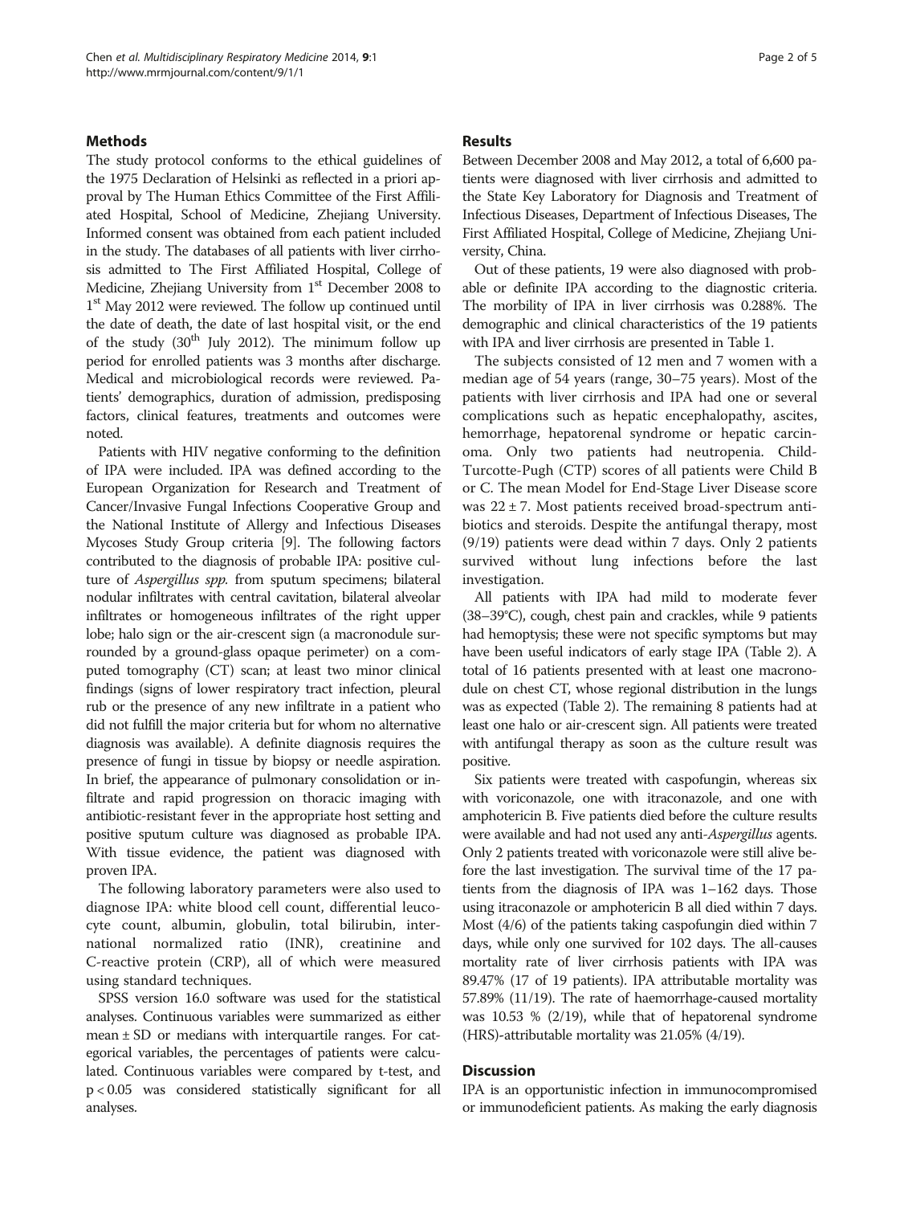## Methods

The study protocol conforms to the ethical guidelines of the 1975 Declaration of Helsinki as reflected in a priori approval by The Human Ethics Committee of the First Affiliated Hospital, School of Medicine, Zhejiang University. Informed consent was obtained from each patient included in the study. The databases of all patients with liver cirrhosis admitted to The First Affiliated Hospital, College of Medicine, Zhejiang University from 1st December 2008 to 1st May 2012 were reviewed. The follow up continued until the date of death, the date of last hospital visit, or the end of the study (30th July 2012). The minimum follow up period for enrolled patients was 3 months after discharge. Medical and microbiological records were reviewed. Patients' demographics, duration of admission, predisposing factors, clinical features, treatments and outcomes were noted.

Patients with HIV negative conforming to the definition of IPA were included. IPA was defined according to the European Organization for Research and Treatment of Cancer/Invasive Fungal Infections Cooperative Group and the National Institute of Allergy and Infectious Diseases Mycoses Study Group criteria [9]. The following factors contributed to the diagnosis of probable IPA: positive culture of *Aspergillus spp.* from sputum specimens; bilateral nodular infiltrates with central cavitation, bilateral alveolar infiltrates or homogeneous infiltrates of the right upper lobe; halo sign or the air-crescent sign (a macronodule surrounded by a ground-glass opaque perimeter) on a computed tomography (CT) scan; at least two minor clinical findings (signs of lower respiratory tract infection, pleural rub or the presence of any new infiltrate in a patient who did not fulfill the major criteria but for whom no alternative diagnosis was available). A definite diagnosis requires the presence of fungi in tissue by biopsy or needle aspiration. In brief, the appearance of pulmonary consolidation or infiltrate and rapid progression on thoracic imaging with antibiotic-resistant fever in the appropriate host setting and positive sputum culture was diagnosed as probable IPA. With tissue evidence, the patient was diagnosed with proven IPA.

The following laboratory parameters were also used to diagnose IPA: white blood cell count, differential leucocyte count, albumin, globulin, total bilirubin, international normalized ratio (INR), creatinine and C-reactive protein (CRP), all of which were measured using standard techniques.

SPSS version 16.0 software was used for the statistical analyses. Continuous variables were summarized as either mean ± SD or medians with interquartile ranges. For categorical variables, the percentages of patients were calculated. Continuous variables were compared by t-test, and $p < 0.05$ was considered statistically significant for all analyses.

## Results

Between December 2008 and May 2012, a total of 6,600 patients were diagnosed with liver cirrhosis and admitted to the State Key Laboratory for Diagnosis and Treatment of Infectious Diseases, Department of Infectious Diseases, The First Affiliated Hospital, College of Medicine, Zhejiang University, China.

Out of these patients, 19 were also diagnosed with probable or definite IPA according to the diagnostic criteria. The morbidity of IPA in liver cirrhosis was 0.288%. The demographic and clinical characteristics of the 19 patients with IPA and liver cirrhosis are presented in Table 1.

The subjects consisted of 12 men and 7 women with a median age of 54 years (range, 30–75 years). Most of the patients with liver cirrhosis and IPA had one or several complications such as hepatic encephalopathy, ascites, hemorrhage, hepatorenal syndrome or hepatic carcinoma. Only two patients had neutropenia. Child-Turcotte-Pugh (CTP) scores of all patients were Child B or C. The mean Model for End-Stage Liver Disease score was 22 ± 7. Most patients received broad-spectrum antibiotics and steroids. Despite the antifungal therapy, most (9/19) patients were dead within 7 days. Only 2 patients survived without lung infections before the last investigation.

All patients with IPA had mild to moderate fever (38–39°C), cough, chest pain and crackles, while 9 patients had hemoptysis; these were not specific symptoms but may have been useful indicators of early stage IPA (Table 2). A total of 16 patients presented with at least one macronodule on chest CT, whose regional distribution in the lungs was as expected (Table 2). The remaining 8 patients had at least one halo or air-crescent sign. All patients were treated with antifungal therapy as soon as the culture result was positive.

Six patients were treated with caspofungin, whereas six with voriconazole, one with itraconazole, and one with amphotericin B. Five patients died before the culture results were available and had not used any anti-*Aspergillus* agents. Only 2 patients treated with voriconazole were still alive before the last investigation. The survival time of the 17 patients from the diagnosis of IPA was 1–162 days. Those using itraconazole or amphotericin B all died within 7 days. Most (4/6) of the patients taking caspofungin died within 7 days, while only one survived for 102 days. The all-causes mortality rate of liver cirrhosis patients with IPA was 89.47% (17 of 19 patients). IPA attributable mortality was 57.89% (11/19). The rate of haemorrhage-caused mortality was 10.53 % (2/19), while that of hepatorenal syndrome (HRS)-attributable mortality was 21.05% (4/19).

## Discussion

IPA is an opportunistic infection in immunocompromised or immunodeficient patients. As making the early diagnosis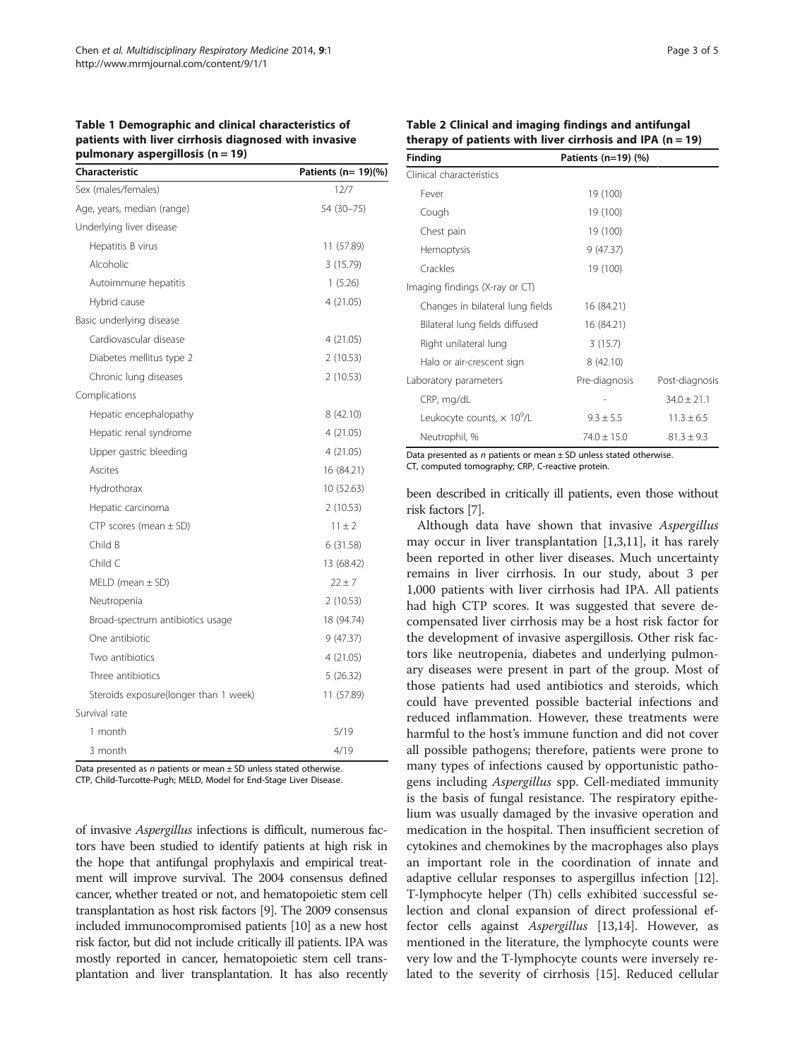**Table 1 Demographic and clinical characteristics of patients with liver cirrhosis diagnosed with invasive pulmonary aspergillosis (n = 19)**

| Characteristic | Patients (n= 19)(%) |
|---|---|
| Sex (males/females) | 12/7 |
| Age, years, median (range) | 54 (30–75) |
| Underlying liver disease | |
| Hepatitis B virus | 11 (57.89) |
| Alcoholic | 3 (15.79) |
| Autoimmune hepatitis | 1 (5.26) |
| Hybrid cause | 4 (21.05) |
| Basic underlying disease | |
| Cardiovascular disease | 4 (21.05) |
| Diabetes mellitus type 2 | 2 (10.53) |
| Chronic lung diseases | 2 (10.53) |
| Complications | |
| Hepatic encephalopathy | 8 (42.10) |
| Hepatic renal syndrome | 4 (21.05) |
| Upper gastric bleeding | 4 (21.05) |
| Ascites | 16 (84.21) |
| Hydrothorax | 10 (52.63) |
| Hepatic carcinoma | 2 (10.53) |
| CTP scores (mean ± SD) | 11 ± 2 |
| Child B | 6 (31.58) |
| Child C | 13 (68.42) |
| MELD (mean ± SD) | 22 ± 7 |
| Neutropenia | 2 (10.53) |
| Broad-spectrum antibiotics usage | 18 (94.74) |
| One antibiotic | 9 (47.37) |
| Two antibiotics | 4 (21.05) |
| Three antibiotics | 5 (26.32) |
| Steroids exposure(longer than 1 week) | 11 (57.89) |
| Survival rate | |
| 1 month | 5/19 |
| 3 month | 4/19 |

Data presented as *n* patients or mean ± SD unless stated otherwise.
CTP, Child-Turcotte-Pugh; MELD, Model for End-Stage Liver Disease.

**Table 2 Clinical and imaging findings and antifungal therapy of patients with liver cirrhosis and IPA (n = 19)**

| Finding | Patients (n=19) (%) | |
|---|---|---|
| Clinical characteristics | | |
| Fever | 19 (100) | |
| Cough | 19 (100) | |
| Chest pain | 19 (100) | |
| Hemoptysis | 9 (47.37) | |
| Crackles | 19 (100) | |
| Imaging findings (X-ray or CT) | | |
| Changes in bilateral lung fields | 16 (84.21) | |
| Bilateral lung fields diffused | 16 (84.21) | |
| Right unilateral lung | 3 (15.7) | |
| Halo or air-crescent sign | 8 (42.10) | |
| Laboratory parameters | Pre-diagnosis | Post-diagnosis |
| CRP, mg/dL | - | 34.0 ± 21.1 |
| Leukocyte counts, $\times 10^9$/L | 9.3 ± 5.5 | 11.3 ± 6.5 |
| Neutrophil, % | 74.0 ± 15.0 | 81.3 ± 9.3 |

Data presented as *n* patients or mean ± SD unless stated otherwise.
CT, computed tomography; CRP, C-reactive protein.

of invasive *Aspergillus* infections is difficult, numerous factors have been studied to identify patients at high risk in the hope that antifungal prophylaxis and empirical treatment will improve survival. The 2004 consensus defined cancer, whether treated or not, and hematopoietic stem cell transplantation as host risk factors [9]. The 2009 consensus included immunocompromised patients [10] as a new host risk factor, but did not include critically ill patients. IPA was mostly reported in cancer, hematopoietic stem cell transplantation and liver transplantation. It has also recently been described in critically ill patients, even those without risk factors [7].

Although data have shown that invasive *Aspergillus* may occur in liver transplantation [1,3,11], it has rarely been reported in other liver diseases. Much uncertainty remains in liver cirrhosis. In our study, about 3 per 1,000 patients with liver cirrhosis had IPA. All patients had high CTP scores. It was suggested that severe decompensated liver cirrhosis may be a host risk factor for the development of invasive aspergillosis. Other risk factors like neutropenia, diabetes and underlying pulmonary diseases were present in part of the group. Most of those patients had used antibiotics and steroids, which could have prevented possible bacterial infections and reduced inflammation. However, these treatments were harmful to the host's immune function and did not cover all possible pathogens; therefore, patients were prone to many types of infections caused by opportunistic pathogens including *Aspergillus* spp. Cell-mediated immunity is the basis of fungal resistance. The respiratory epithelium was usually damaged by the invasive operation and medication in the hospital. Then insufficient secretion of cytokines and chemokines by the macrophages also plays an important role in the coordination of innate and adaptive cellular responses to aspergillus infection [12]. T-lymphocyte helper (Th) cells exhibited successful selection and clonal expansion of direct professional effector cells against *Aspergillus* [13,14]. However, as mentioned in the literature, the lymphocyte counts were very low and the T-lymphocyte counts were inversely related to the severity of cirrhosis [15]. Reduced cellular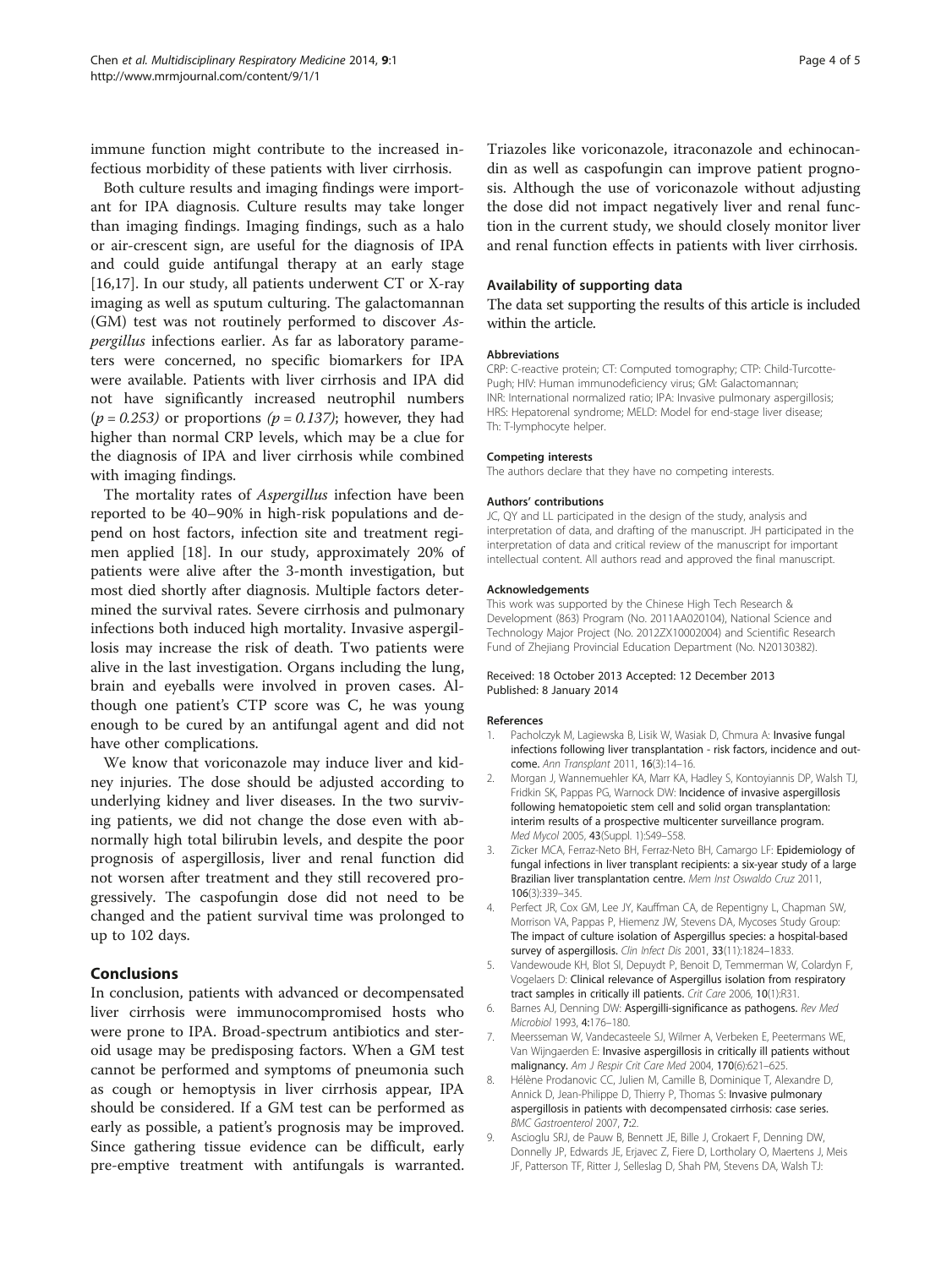immune function might contribute to the increased infectious morbidity of these patients with liver cirrhosis.

Both culture results and imaging findings were important for IPA diagnosis. Culture results may take longer than imaging findings. Imaging findings, such as a halo or air-crescent sign, are useful for the diagnosis of IPA and could guide antifungal therapy at an early stage [16,17]. In our study, all patients underwent CT or X-ray imaging as well as sputum culturing. The galactomannan (GM) test was not routinely performed to discover *Aspergillus* infections earlier. As far as laboratory parameters were concerned, no specific biomarkers for IPA were available. Patients with liver cirrhosis and IPA did not have significantly increased neutrophil numbers ($p = 0.253$) or proportions ($p = 0.137$); however, they had higher than normal CRP levels, which may be a clue for the diagnosis of IPA and liver cirrhosis while combined with imaging findings.

The mortality rates of *Aspergillus* infection have been reported to be 40–90% in high-risk populations and depend on host factors, infection site and treatment regimen applied [18]. In our study, approximately 20% of patients were alive after the 3-month investigation, but most died shortly after diagnosis. Multiple factors determined the survival rates. Severe cirrhosis and pulmonary infections both induced high mortality. Invasive aspergillosis may increase the risk of death. Two patients were alive in the last investigation. Organs including the lung, brain and eyeballs were involved in proven cases. Although one patient's CTP score was C, he was young enough to be cured by an antifungal agent and did not have other complications.

We know that voriconazole may induce liver and kidney injuries. The dose should be adjusted according to underlying kidney and liver diseases. In the two surviving patients, we did not change the dose even with abnormally high total bilirubin levels, and despite the poor prognosis of aspergillosis, liver and renal function did not worsen after treatment and they still recovered progressively. The caspofungin dose did not need to be changed and the patient survival time was prolonged to up to 102 days.

## Conclusions

In conclusion, patients with advanced or decompensated liver cirrhosis were immunocompromised hosts who were prone to IPA. Broad-spectrum antibiotics and steroid usage may be predisposing factors. When a GM test cannot be performed and symptoms of pneumonia such as cough or hemoptysis in liver cirrhosis appear, IPA should be considered. If a GM test can be performed as early as possible, a patient's prognosis may be improved. Since gathering tissue evidence can be difficult, early pre-emptive treatment with antifungals is warranted. Triazoles like voriconazole, itraconazole and echinocandin as well as caspofungin can improve patient prognosis. Although the use of voriconazole without adjusting the dose did not impact negatively liver and renal function in the current study, we should closely monitor liver and renal function effects in patients with liver cirrhosis.

### Availability of supporting data

The data set supporting the results of this article is included within the article.

#### Abbreviations

CRP: C-reactive protein; CT: Computed tomography; CTP: Child-Turcotte-Pugh; HIV: Human immunodeficiency virus; GM: Galactomannan; INR: International normalized ratio; IPA: Invasive pulmonary aspergillosis; HRS: Hepatorenal syndrome; MELD: Model for end-stage liver disease; Th: T-lymphocyte helper.

#### Competing interests

The authors declare that they have no competing interests.

#### Authors' contributions

JC, QY and LL participated in the design of the study, analysis and interpretation of data, and drafting of the manuscript. JH participated in the interpretation of data and critical review of the manuscript for important intellectual content. All authors read and approved the final manuscript.

#### Acknowledgements

This work was supported by the Chinese High Tech Research & Development (863) Program (No. 2011AA020104), National Science and Technology Major Project (No. 2012ZX10002004) and Scientific Research Fund of Zhejiang Provincial Education Department (No. N20130382).

Received: 18 October 2013 Accepted: 12 December 2013
Published: 8 January 2014

#### References

1. Pacholczyk M, Lagiewska B, Lisik W, Wasiak D, Chmura A: **Invasive fungal infections following liver transplantation - risk factors, incidence and outcome.** *Ann Transplant* 2011, **16**(3):14–16.
2. Morgan J, Wannemuehler KA, Marr KA, Hadley S, Kontoyiannis DP, Walsh TJ, Fridkin SK, Pappas PG, Warnock DW: **Incidence of invasive aspergillosis following hematopoietic stem cell and solid organ transplantation: interim results of a prospective multicenter surveillance program.** *Med Mycol* 2005, **43**(Suppl. 1):S49–S58.
3. Zicker MCA, Ferraz-Neto BH, Ferraz-Neto BH, Camargo LF: **Epidemiology of fungal infections in liver transplant recipients: a six-year study of a large Brazilian liver transplantation centre.** *Mem Inst Oswaldo Cruz* 2011, **106**(3):339–345.
4. Perfect JR, Cox GM, Lee JY, Kauffman CA, de Repentigny L, Chapman SW, Morrison VA, Pappas P, Hiemenz JW, Stevens DA, Mycoses Study Group: **The impact of culture isolation of Aspergillus species: a hospital-based survey of aspergillosis.** *Clin Infect Dis* 2001, **33**(11):1824–1833.
5. Vandewoude KH, Blot SI, Depuydt P, Benoit D, Temmerman W, Colardyn F, Vogelaers D: **Clinical relevance of Aspergillus isolation from respiratory tract samples in critically ill patients.** *Crit Care* 2006, **10**(1):R31.
6. Barnes AJ, Denning DW: **Aspergilli-significance as pathogens.** *Rev Med Microbiol* 1993, **4**:176–180.
7. Meersseman W, Vandecasteele SJ, Wilmer A, Verbeken E, Peetermans WE, Van Wijngaerden E: **Invasive aspergillosis in critically ill patients without malignancy.** *Am J Respir Crit Care Med* 2004, **170**(6):621–625.
8. Hélène Prodanovic CC, Julien M, Camille B, Dominique T, Alexandre D, Annick D, Jean-Philippe D, Thierry P, Thomas S: **Invasive pulmonary aspergillosis in patients with decompensated cirrhosis: case series.** *BMC Gastroenterol* 2007, **7**:2.
9. Ascioglu SRJ, de Pauw B, Bennett JE, Bille J, Crokaert F, Denning DW, Donnelly JP, Edwards JE, Erjavec Z, Fiere D, Lortholary O, Maertens J, Meis JF, Patterson TF, Ritter J, Selleslag D, Shah PM, Stevens DA, Walsh TJ: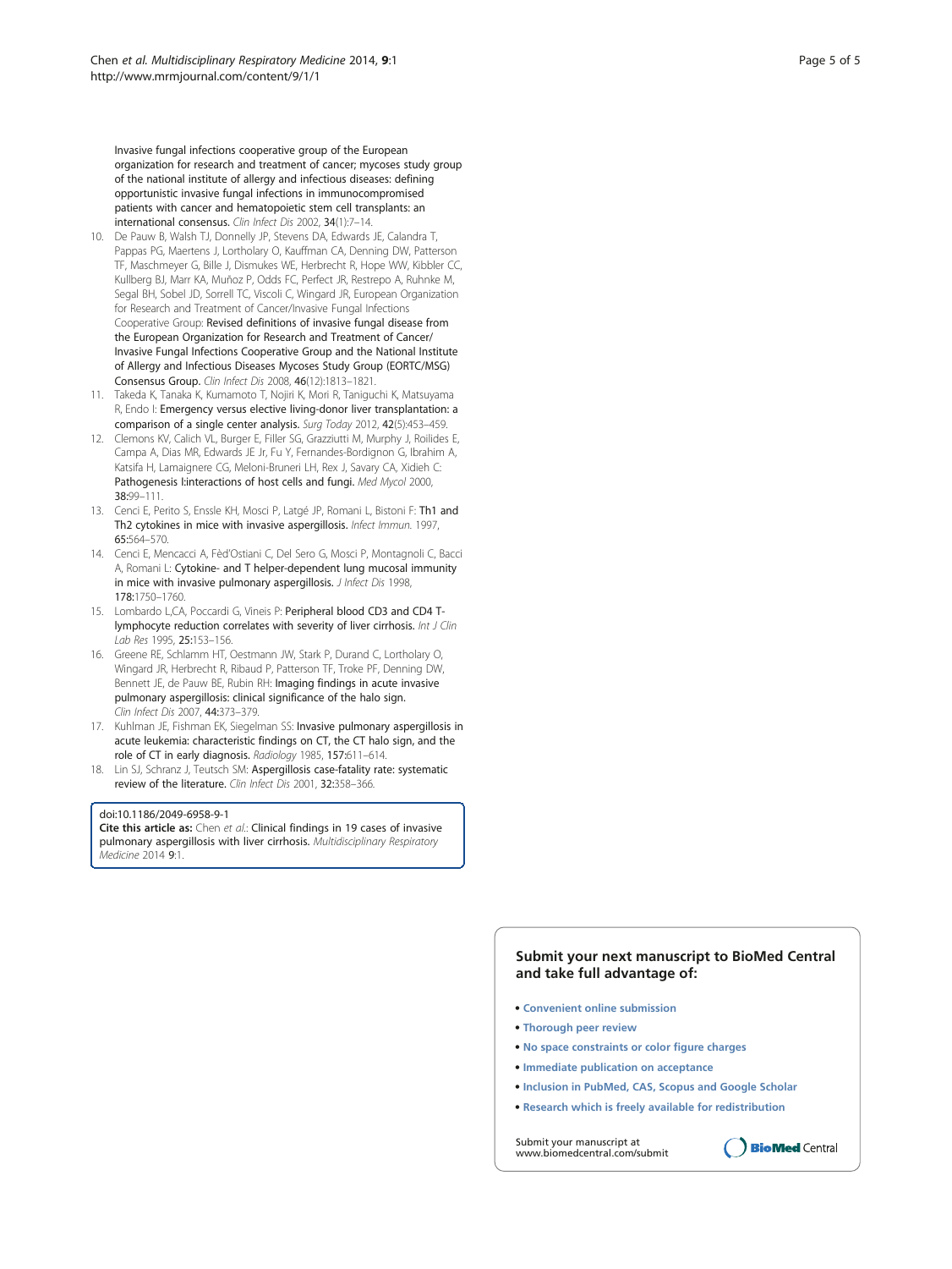Invasive fungal infections cooperative group of the European organization for research and treatment of cancer; mycoses study group of the national institute of allergy and infectious diseases: defining opportunistic invasive fungal infections in immunocompromised patients with cancer and hematopoietic stem cell transplants: an international consensus. *Clin Infect Dis* 2002, **34**(1):7–14.

10. De Pauw B, Walsh TJ, Donnelly JP, Stevens DA, Edwards JE, Calandra T, Pappas PG, Maertens J, Lortholary O, Kauffman CA, Denning DW, Patterson TF, Maschmeyer G, Bille J, Dismukes WE, Herbrecht R, Hope WW, Kibbler CC, Kullberg BJ, Marr KA, Muñoz P, Odds FC, Perfect JR, Restrepo A, Ruhnke M, Segal BH, Sobel JD, Sorrell TC, Viscoli C, Wingard JR, European Organization for Research and Treatment of Cancer/Invasive Fungal Infections Cooperative Group: Revised definitions of invasive fungal disease from the European Organization for Research and Treatment of Cancer/ Invasive Fungal Infections Cooperative Group and the National Institute of Allergy and Infectious Diseases Mycoses Study Group (EORTC/MSG) Consensus Group. *Clin Infect Dis* 2008, **46**(12):1813–1821.
11. Takeda K, Tanaka K, Kumamoto T, Nojiri K, Mori R, Taniguchi K, Matsuyama R, Endo I: Emergency versus elective living-donor liver transplantation: a comparison of a single center analysis. *Surg Today* 2012, **42**(5):453–459.
12. Clemons KV, Calich VL, Burger E, Filler SG, Grazziutti M, Murphy J, Roilides E, Campa A, Dias MR, Edwards JE Jr, Fu Y, Fernandes-Bordignon G, Ibrahim A, Katsifa H, Lamaignere CG, Meloni-Bruneri LH, Rex J, Savary CA, Xidieh C: Pathogenesis I:interactions of host cells and fungi. *Med Mycol* 2000, **38**:99–111.
13. Cenci E, Perito S, Enssle KH, Mosci P, Latgé JP, Romani L, Bistoni F: Th1 and Th2 cytokines in mice with invasive aspergillosis. *Infect Immun.* 1997, **65**:564–570.
14. Cenci E, Mencacci A, Fèd'Ostiani C, Del Sero G, Mosci P, Montagnoli C, Bacci A, Romani L: Cytokine- and T helper-dependent lung mucosal immunity in mice with invasive pulmonary aspergillosis. *J Infect Dis* 1998, **178**:1750–1760.
15. Lombardo L,CA, Poccardi G, Vineis P: Peripheral blood CD3 and CD4 T-lymphocyte reduction correlates with severity of liver cirrhosis. *Int J Clin Lab Res* 1995, **25**:153–156.
16. Greene RE, Schlamm HT, Oestmann JW, Stark P, Durand C, Lortholary O, Wingard JR, Herbrecht R, Ribaud P, Patterson TF, Troke PF, Denning DW, Bennett JE, de Pauw BE, Rubin RH: Imaging findings in acute invasive pulmonary aspergillosis: clinical significance of the halo sign. *Clin Infect Dis* 2007, **44**:373–379.
17. Kuhlman JE, Fishman EK, Siegelman SS: Invasive pulmonary aspergillosis in acute leukemia: characteristic findings on CT, the CT halo sign, and the role of CT in early diagnosis. *Radiology* 1985, **157**:611–614.
18. Lin SJ, Schranz J, Teutsch SM: Aspergillosis case-fatality rate: systematic review of the literature. *Clin Infect Dis* 2001, **32**:358–366.

doi:10.1186/2049-6958-9-1
**Cite this article as:** Chen *et al.*: Clinical findings in 19 cases of invasive pulmonary aspergillosis with liver cirrhosis. *Multidisciplinary Respiratory Medicine* 2014 **9**:1.

**Submit your next manuscript to BioMed Central and take full advantage of:**

- **Convenient online submission**
- **Thorough peer review**
- **No space constraints or color figure charges**
- **Immediate publication on acceptance**
- **Inclusion in PubMed, CAS, Scopus and Google Scholar**
- **Research which is freely available for redistribution**

Submit your manuscript at www.biomedcentral.com/submit

BioMed Central